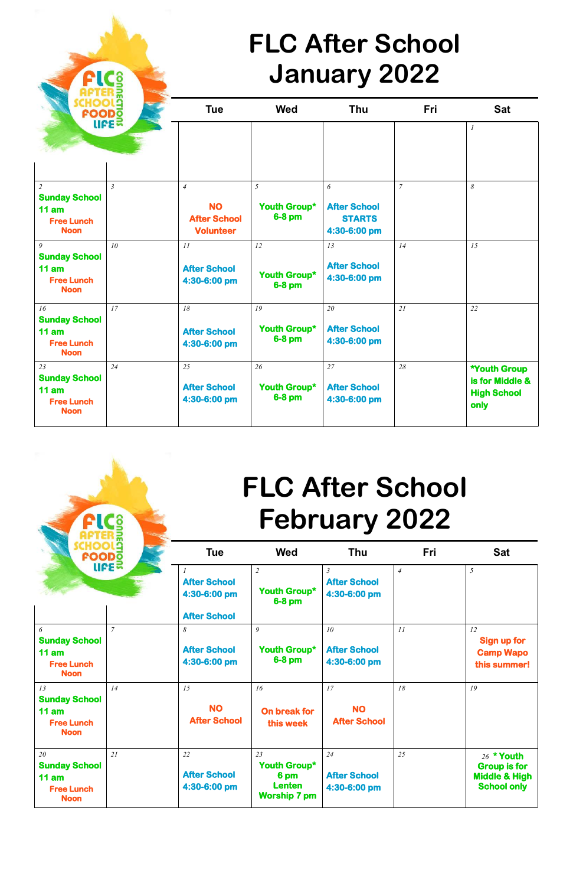# FLC After School January 2022

| Sun | Mon | Tue | Wed | Thu | Fri | Sat |
|---|---|---|---|---|---|---|
| | | | | | | 1 |
| 2 Sunday School 11 am Free Lunch Noon | 3 | 4 NO After School Volunteer | 5 Youth Group* 6-8 pm | 6 After School STARTS 4:30-6:00 pm | 7 | 8 |
| 9 Sunday School 11 am Free Lunch Noon | 10 | 11 After School 4:30-6:00 pm | 12 Youth Group* 6-8 pm | 13 After School 4:30-6:00 pm | 14 | 15 |
| 16 Sunday School 11 am Free Lunch Noon | 17 | 18 After School 4:30-6:00 pm | 19 Youth Group* 6-8 pm | 20 After School 4:30-6:00 pm | 21 | 22 |
| 23 Sunday School 11 am Free Lunch Noon | 24 | 25 After School 4:30-6:00 pm | 26 Youth Group* 6-8 pm | 27 After School 4:30-6:00 pm | 28 | *Youth Group is for Middle & High School only |

# FLC After School February 2022

| Sun | Mon | Tue | Wed | Thu | Fri | Sat |
|---|---|---|---|---|---|---|
| | | 1 After School 4:30-6:00 pm After School | 2 Youth Group* 6-8 pm | 3 After School 4:30-6:00 pm | 4 | 5 |
| 6 Sunday School 11 am Free Lunch Noon | 7 | 8 After School 4:30-6:00 pm | 9 Youth Group* 6-8 pm | 10 After School 4:30-6:00 pm | 11 | 12 Sign up for Camp Wapo this summer! |
| 13 Sunday School 11 am Free Lunch Noon | 14 | 15 NO After School | 16 On break for this week | 17 NO After School | 18 | 19 |
| 20 Sunday School 11 am Free Lunch Noon | 21 | 22 After School 4:30-6:00 pm | 23 Youth Group* 6 pm Lenten Worship 7 pm | 24 After School 4:30-6:00 pm | 25 | 26 * Youth Group is for Middle & High School only |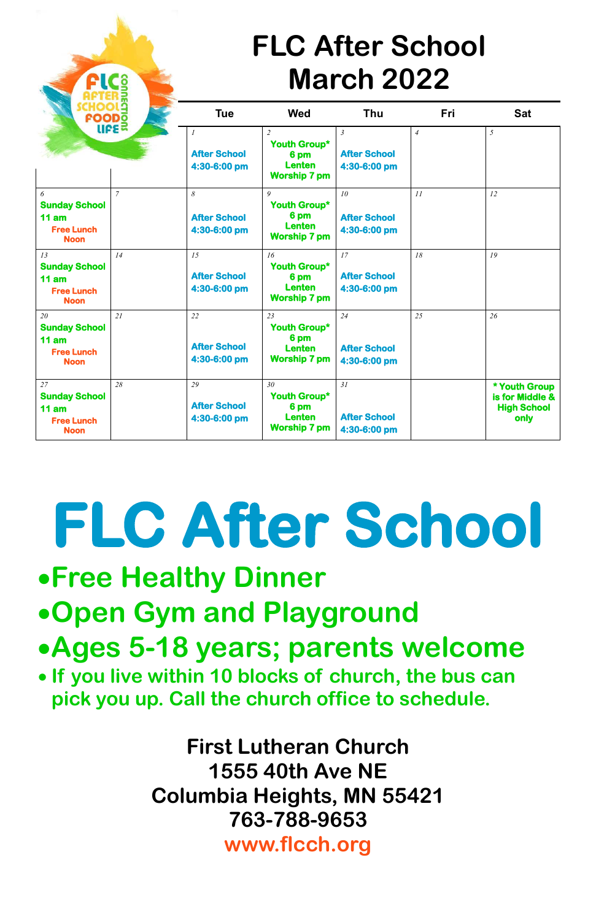# FLC After School March 2022

| | | Tue | Wed | Thu | Fri | Sat |
|---|---|---|---|---|---|---|
| | | 1 After School 4:30-6:00 pm | 2 Youth Group* 6 pm Lenten Worship 7 pm | 3 After School 4:30-6:00 pm | 4 | 5 |
| 6 Sunday School 11 am Free Lunch Noon | 7 | 8 After School 4:30-6:00 pm | 9 Youth Group* 6 pm Lenten Worship 7 pm | 10 After School 4:30-6:00 pm | 11 | 12 |
| 13 Sunday School 11 am Free Lunch Noon | 14 | 15 After School 4:30-6:00 pm | 16 Youth Group* 6 pm Lenten Worship 7 pm | 17 After School 4:30-6:00 pm | 18 | 19 |
| 20 Sunday School 11 am Free Lunch Noon | 21 | 22 After School 4:30-6:00 pm | 23 Youth Group* 6 pm Lenten Worship 7 pm | 24 After School 4:30-6:00 pm | 25 | 26 |
| 27 Sunday School 11 am Free Lunch Noon | 28 | 29 After School 4:30-6:00 pm | 30 Youth Group* 6 pm Lenten Worship 7 pm | 31 After School 4:30-6:00 pm | | * Youth Group is for Middle & High School only |

# FLC After School

- Free Healthy Dinner
- Open Gym and Playground
- Ages 5-18 years; parents welcome
- If you live within 10 blocks of church, the bus can pick you up. Call the church office to schedule.

**First Lutheran Church**
**1555 40th Ave NE**
**Columbia Heights, MN 55421**
**763-788-9653**
**www.flcch.org**